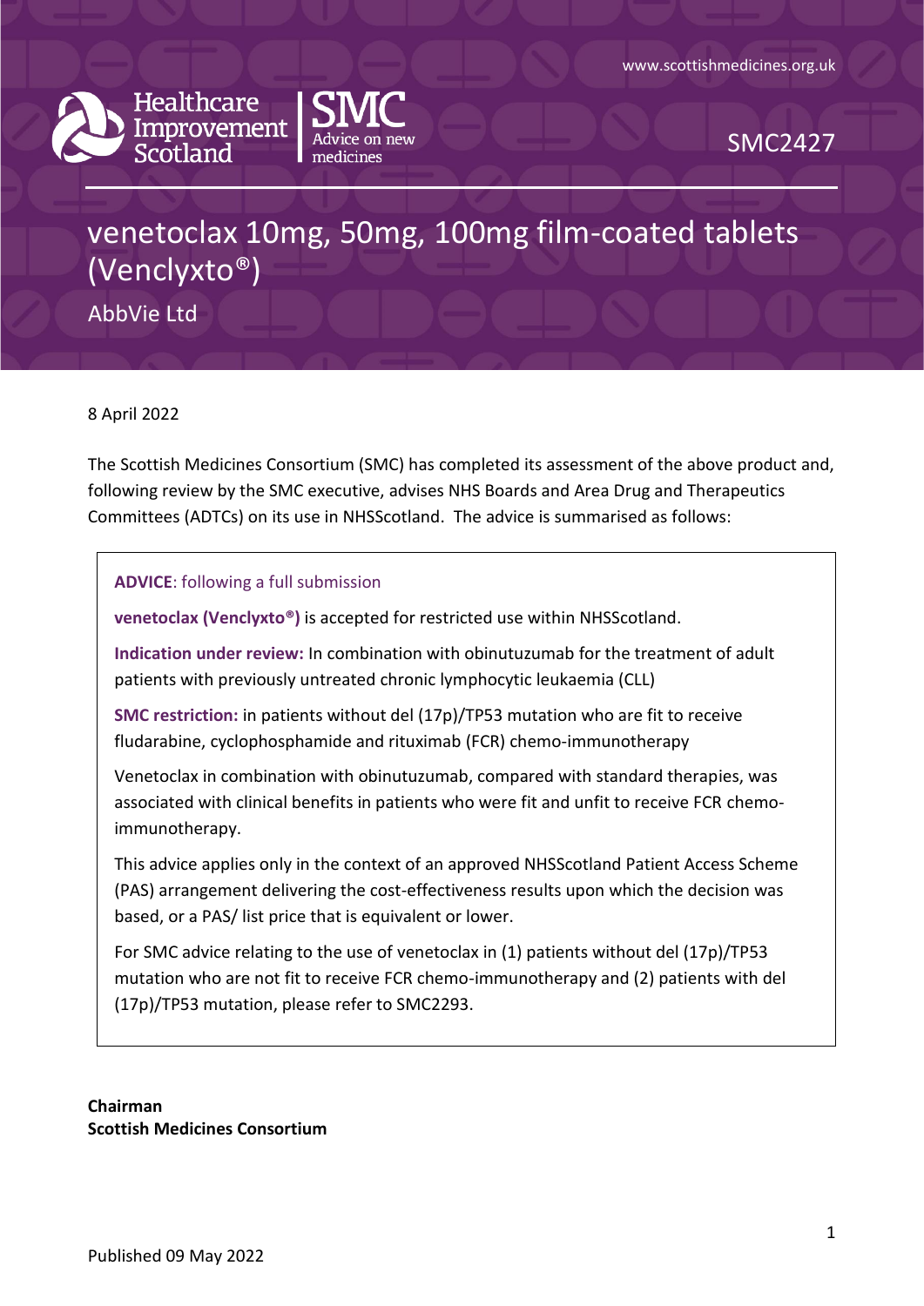www.scottishmedicines.org.uk

Healthcare Improvement Scotland | SMC Advice on new medicines

SMC2427

# venetoclax 10mg, 50mg, 100mg film-coated tablets (Venclyxto®)

AbbVie Ltd

8 April 2022

The Scottish Medicines Consortium (SMC) has completed its assessment of the above product and, following review by the SMC executive, advises NHS Boards and Area Drug and Therapeutics Committees (ADTCs) on its use in NHSScotland. The advice is summarised as follows:

**ADVICE**: following a full submission

**venetoclax (Venclyxto®)** is accepted for restricted use within NHSScotland.

**Indication under review:** In combination with obinutuzumab for the treatment of adult patients with previously untreated chronic lymphocytic leukaemia (CLL)

**SMC restriction:** in patients without del (17p)/TP53 mutation who are fit to receive fludarabine, cyclophosphamide and rituximab (FCR) chemo-immunotherapy

Venetoclax in combination with obinutuzumab, compared with standard therapies, was associated with clinical benefits in patients who were fit and unfit to receive FCR chemo-immunotherapy.

This advice applies only in the context of an approved NHSScotland Patient Access Scheme (PAS) arrangement delivering the cost-effectiveness results upon which the decision was based, or a PAS/ list price that is equivalent or lower.

For SMC advice relating to the use of venetoclax in (1) patients without del (17p)/TP53 mutation who are not fit to receive FCR chemo-immunotherapy and (2) patients with del (17p)/TP53 mutation, please refer to SMC2293.

**Chairman**
**Scottish Medicines Consortium**

Published 09 May 2022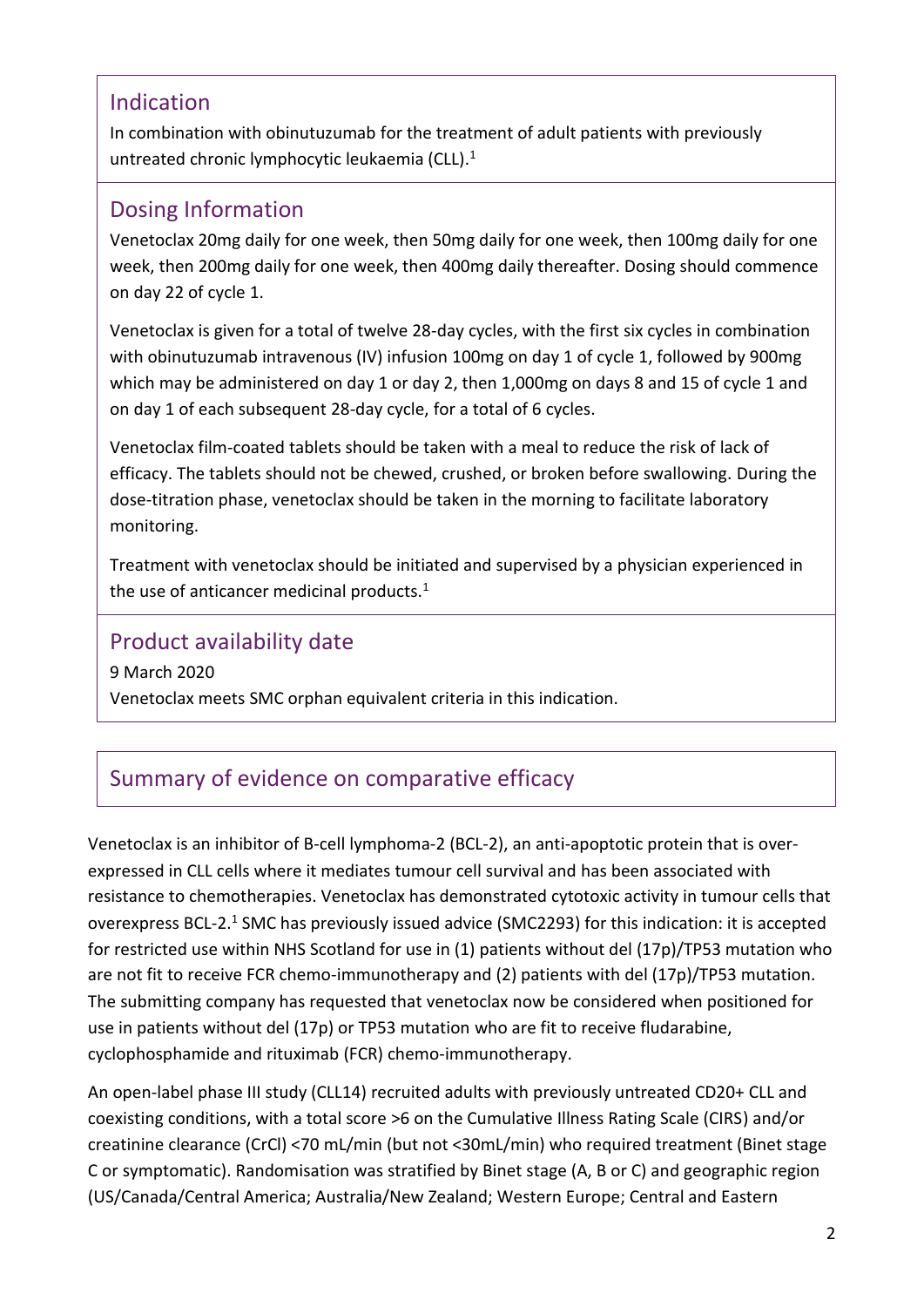## Indication

In combination with obinutuzumab for the treatment of adult patients with previously untreated chronic lymphocytic leukaemia (CLL).[1]

## Dosing Information

Venetoclax 20mg daily for one week, then 50mg daily for one week, then 100mg daily for one week, then 200mg daily for one week, then 400mg daily thereafter. Dosing should commence on day 22 of cycle 1.

Venetoclax is given for a total of twelve 28-day cycles, with the first six cycles in combination with obinutuzumab intravenous (IV) infusion 100mg on day 1 of cycle 1, followed by 900mg which may be administered on day 1 or day 2, then 1,000mg on days 8 and 15 of cycle 1 and on day 1 of each subsequent 28-day cycle, for a total of 6 cycles.

Venetoclax film-coated tablets should be taken with a meal to reduce the risk of lack of efficacy. The tablets should not be chewed, crushed, or broken before swallowing. During the dose-titration phase, venetoclax should be taken in the morning to facilitate laboratory monitoring.

Treatment with venetoclax should be initiated and supervised by a physician experienced in the use of anticancer medicinal products.[1]

## Product availability date

9 March 2020

Venetoclax meets SMC orphan equivalent criteria in this indication.

## Summary of evidence on comparative efficacy

Venetoclax is an inhibitor of B-cell lymphoma-2 (BCL-2), an anti-apoptotic protein that is over-expressed in CLL cells where it mediates tumour cell survival and has been associated with resistance to chemotherapies. Venetoclax has demonstrated cytotoxic activity in tumour cells that overexpress BCL-2.[1] SMC has previously issued advice (SMC2293) for this indication: it is accepted for restricted use within NHS Scotland for use in (1) patients without del (17p)/TP53 mutation who are not fit to receive FCR chemo-immunotherapy and (2) patients with del (17p)/TP53 mutation. The submitting company has requested that venetoclax now be considered when positioned for use in patients without del (17p) or TP53 mutation who are fit to receive fludarabine, cyclophosphamide and rituximab (FCR) chemo-immunotherapy.

An open-label phase III study (CLL14) recruited adults with previously untreated CD20+ CLL and coexisting conditions, with a total score >6 on the Cumulative Illness Rating Scale (CIRS) and/or creatinine clearance (CrCl) <70 mL/min (but not <30mL/min) who required treatment (Binet stage C or symptomatic). Randomisation was stratified by Binet stage (A, B or C) and geographic region (US/Canada/Central America; Australia/New Zealand; Western Europe; Central and Eastern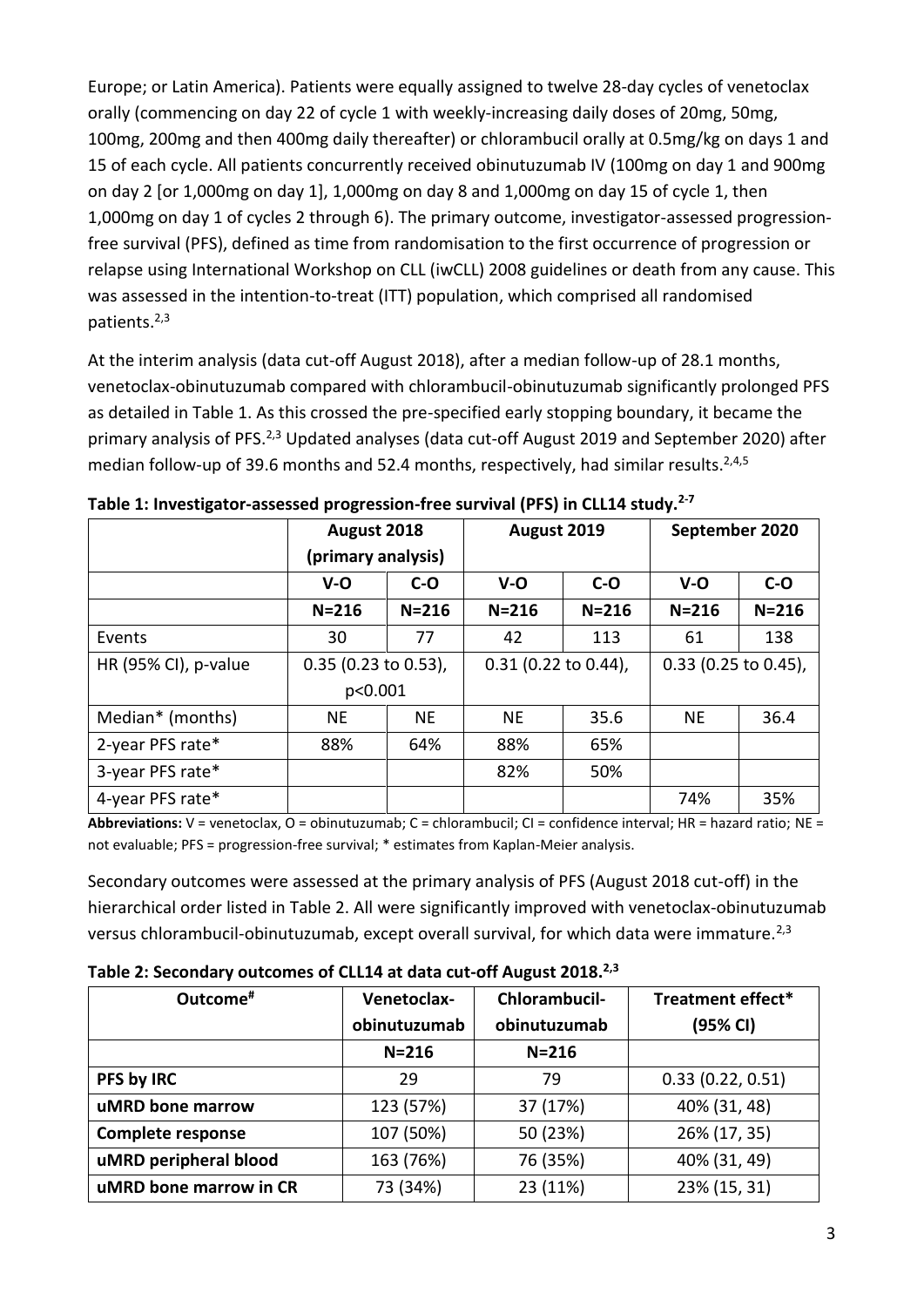Europe; or Latin America). Patients were equally assigned to twelve 28-day cycles of venetoclax orally (commencing on day 22 of cycle 1 with weekly-increasing daily doses of 20mg, 50mg, 100mg, 200mg and then 400mg daily thereafter) or chlorambucil orally at 0.5mg/kg on days 1 and 15 of each cycle. All patients concurrently received obinutuzumab IV (100mg on day 1 and 900mg on day 2 [or 1,000mg on day 1], 1,000mg on day 8 and 1,000mg on day 15 of cycle 1, then 1,000mg on day 1 of cycles 2 through 6). The primary outcome, investigator-assessed progression-free survival (PFS), defined as time from randomisation to the first occurrence of progression or relapse using International Workshop on CLL (iwCLL) 2008 guidelines or death from any cause. This was assessed in the intention-to-treat (ITT) population, which comprised all randomised patients.[2,3]

At the interim analysis (data cut-off August 2018), after a median follow-up of 28.1 months, venetoclax-obinutuzumab compared with chlorambucil-obinutuzumab significantly prolonged PFS as detailed in Table 1. As this crossed the pre-specified early stopping boundary, it became the primary analysis of PFS.[2,3] Updated analyses (data cut-off August 2019 and September 2020) after median follow-up of 39.6 months and 52.4 months, respectively, had similar results.[2,4,5]

**Table 1: Investigator-assessed progression-free survival (PFS) in CLL14 study.[2-7]**

| | August 2018 (primary analysis) | | August 2019 | | September 2020 | |
|---|---|---|---|---|---|---|
| | **V-O** | **C-O** | **V-O** | **C-O** | **V-O** | **C-O** |
| | **N=216** | **N=216** | **N=216** | **N=216** | **N=216** | **N=216** |
| Events | 30 | 77 | 42 | 113 | 61 | 138 |
| HR (95% CI), p-value | 0.35 (0.23 to 0.53), p<0.001 | | 0.31 (0.22 to 0.44), | | 0.33 (0.25 to 0.45), | |
| Median* (months) | NE | NE | NE | 35.6 | NE | 36.4 |
| 2-year PFS rate* | 88% | 64% | 88% | 65% | | |
| 3-year PFS rate* | | | 82% | 50% | | |
| 4-year PFS rate* | | | | | 74% | 35% |

**Abbreviations:** V = venetoclax, O = obinutuzumab; C = chlorambucil; CI = confidence interval; HR = hazard ratio; NE = not evaluable; PFS = progression-free survival; * estimates from Kaplan-Meier analysis.

Secondary outcomes were assessed at the primary analysis of PFS (August 2018 cut-off) in the hierarchical order listed in Table 2. All were significantly improved with venetoclax-obinutuzumab versus chlorambucil-obinutuzumab, except overall survival, for which data were immature.[2,3]

**Table 2: Secondary outcomes of CLL14 at data cut-off August 2018.[2,3]**

| Outcome[#] | Venetoclax-obinutuzumab | Chlorambucil-obinutuzumab | Treatment effect* (95% CI) |
|---|---|---|---|
| | N=216 | N=216 | |
| **PFS by IRC** | 29 | 79 | 0.33 (0.22, 0.51) |
| **uMRD bone marrow** | 123 (57%) | 37 (17%) | 40% (31, 48) |
| **Complete response** | 107 (50%) | 50 (23%) | 26% (17, 35) |
| **uMRD peripheral blood** | 163 (76%) | 76 (35%) | 40% (31, 49) |
| **uMRD bone marrow in CR** | 73 (34%) | 23 (11%) | 23% (15, 31) |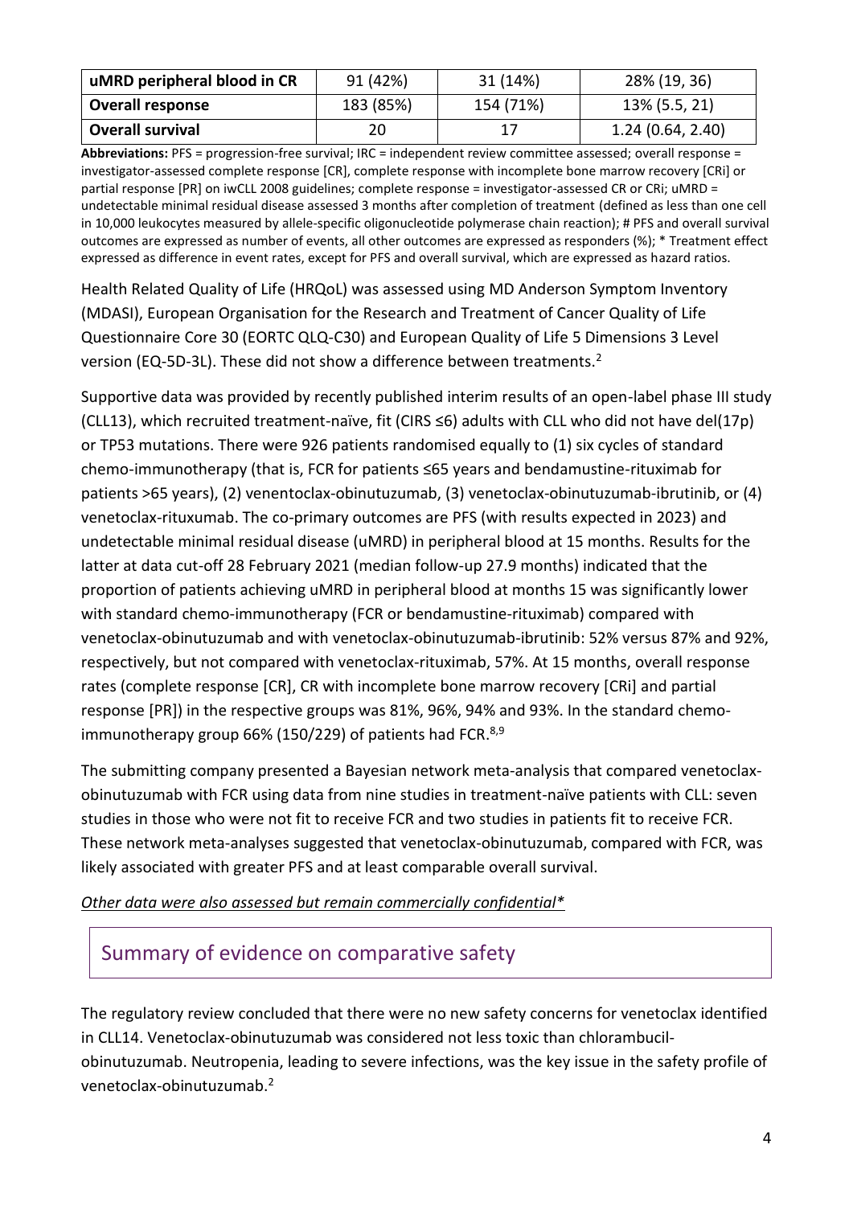| uMRD peripheral blood in CR | 91 (42%) | 31 (14%) | 28% (19, 36) |
|---|---|---|---|
| **Overall response** | 183 (85%) | 154 (71%) | 13% (5.5, 21) |
| **Overall survival** | 20 | 17 | 1.24 (0.64, 2.40) |

**Abbreviations:** PFS = progression-free survival; IRC = independent review committee assessed; overall response = investigator-assessed complete response [CR], complete response with incomplete bone marrow recovery [CRi] or partial response [PR] on iwCLL 2008 guidelines; complete response = investigator-assessed CR or CRi; uMRD = undetectable minimal residual disease assessed 3 months after completion of treatment (defined as less than one cell in 10,000 leukocytes measured by allele-specific oligonucleotide polymerase chain reaction); # PFS and overall survival outcomes are expressed as number of events, all other outcomes are expressed as responders (%); * Treatment effect expressed as difference in event rates, except for PFS and overall survival, which are expressed as hazard ratios.

Health Related Quality of Life (HRQoL) was assessed using MD Anderson Symptom Inventory (MDASI), European Organisation for the Research and Treatment of Cancer Quality of Life Questionnaire Core 30 (EORTC QLQ-C30) and European Quality of Life 5 Dimensions 3 Level version (EQ-5D-3L). These did not show a difference between treatments.[2]

Supportive data was provided by recently published interim results of an open-label phase III study (CLL13), which recruited treatment-naïve, fit (CIRS ≤6) adults with CLL who did not have del(17p) or TP53 mutations. There were 926 patients randomised equally to (1) six cycles of standard chemo-immunotherapy (that is, FCR for patients ≤65 years and bendamustine-rituximab for patients >65 years), (2) venentoclax-obinutuzumab, (3) venetoclax-obinutuzumab-ibrutinib, or (4) venetoclax-rituxumab. The co-primary outcomes are PFS (with results expected in 2023) and undetectable minimal residual disease (uMRD) in peripheral blood at 15 months. Results for the latter at data cut-off 28 February 2021 (median follow-up 27.9 months) indicated that the proportion of patients achieving uMRD in peripheral blood at months 15 was significantly lower with standard chemo-immunotherapy (FCR or bendamustine-rituximab) compared with venetoclax-obinutuzumab and with venetoclax-obinutuzumab-ibrutinib: 52% versus 87% and 92%, respectively, but not compared with venetoclax-rituximab, 57%. At 15 months, overall response rates (complete response [CR], CR with incomplete bone marrow recovery [CRi] and partial response [PR]) in the respective groups was 81%, 96%, 94% and 93%. In the standard chemo-immunotherapy group 66% (150/229) of patients had FCR.[8,9]

The submitting company presented a Bayesian network meta-analysis that compared venetoclax-obinutuzumab with FCR using data from nine studies in treatment-naïve patients with CLL: seven studies in those who were not fit to receive FCR and two studies in patients fit to receive FCR. These network meta-analyses suggested that venetoclax-obinutuzumab, compared with FCR, was likely associated with greater PFS and at least comparable overall survival.

*Other data were also assessed but remain commercially confidential**

## Summary of evidence on comparative safety

The regulatory review concluded that there were no new safety concerns for venetoclax identified in CLL14. Venetoclax-obinutuzumab was considered not less toxic than chlorambucil-obinutuzumab. Neutropenia, leading to severe infections, was the key issue in the safety profile of venetoclax-obinutuzumab.[2]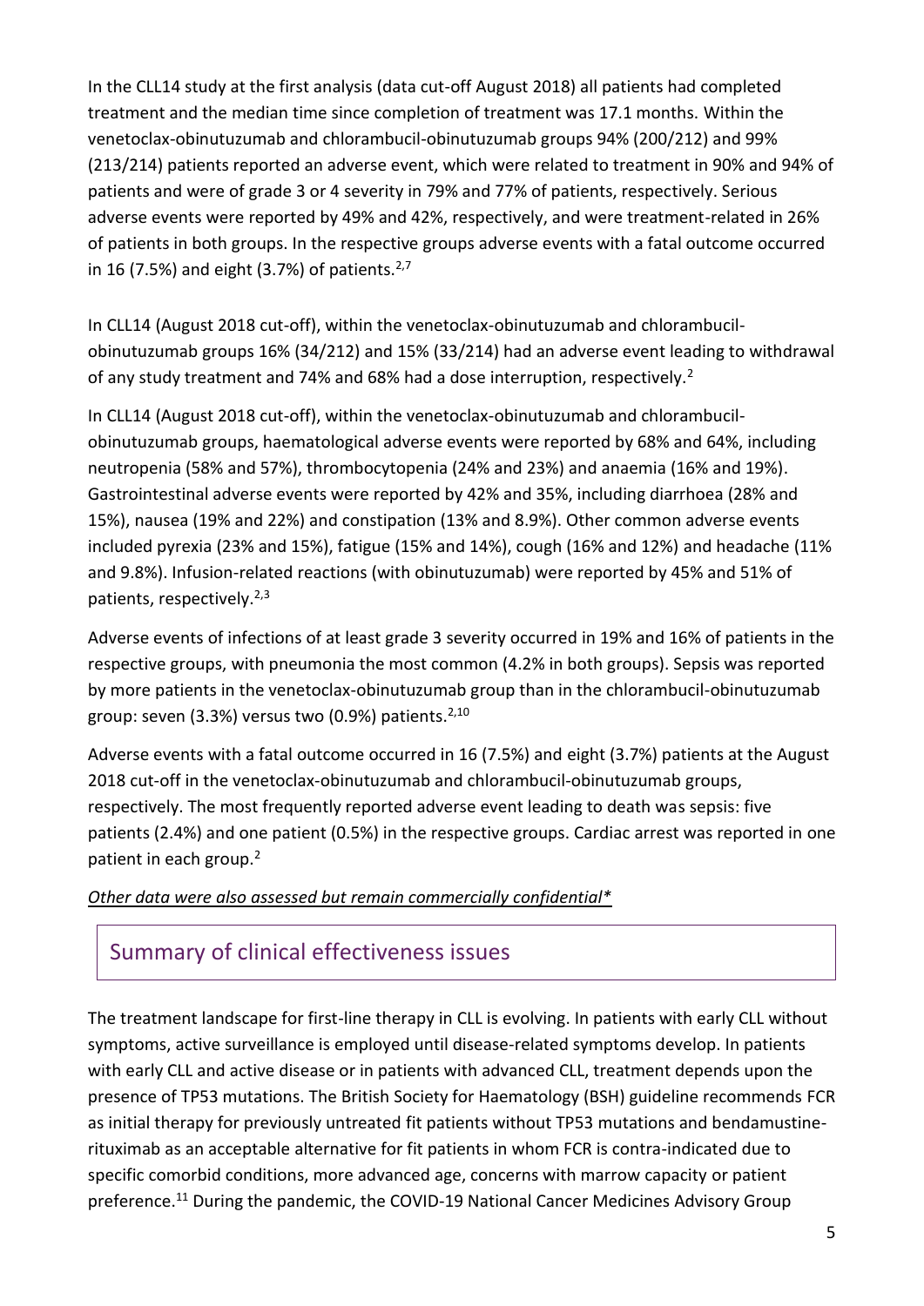In the CLL14 study at the first analysis (data cut-off August 2018) all patients had completed treatment and the median time since completion of treatment was 17.1 months. Within the venetoclax-obinutuzumab and chlorambucil-obinutuzumab groups 94% (200/212) and 99% (213/214) patients reported an adverse event, which were related to treatment in 90% and 94% of patients and were of grade 3 or 4 severity in 79% and 77% of patients, respectively. Serious adverse events were reported by 49% and 42%, respectively, and were treatment-related in 26% of patients in both groups. In the respective groups adverse events with a fatal outcome occurred in 16 (7.5%) and eight (3.7%) of patients.[2,7]

In CLL14 (August 2018 cut-off), within the venetoclax-obinutuzumab and chlorambucil-obinutuzumab groups 16% (34/212) and 15% (33/214) had an adverse event leading to withdrawal of any study treatment and 74% and 68% had a dose interruption, respectively.[2]

In CLL14 (August 2018 cut-off), within the venetoclax-obinutuzumab and chlorambucil-obinutuzumab groups, haematological adverse events were reported by 68% and 64%, including neutropenia (58% and 57%), thrombocytopenia (24% and 23%) and anaemia (16% and 19%). Gastrointestinal adverse events were reported by 42% and 35%, including diarrhoea (28% and 15%), nausea (19% and 22%) and constipation (13% and 8.9%). Other common adverse events included pyrexia (23% and 15%), fatigue (15% and 14%), cough (16% and 12%) and headache (11% and 9.8%). Infusion-related reactions (with obinutuzumab) were reported by 45% and 51% of patients, respectively.[2,3]

Adverse events of infections of at least grade 3 severity occurred in 19% and 16% of patients in the respective groups, with pneumonia the most common (4.2% in both groups). Sepsis was reported by more patients in the venetoclax-obinutuzumab group than in the chlorambucil-obinutuzumab group: seven (3.3%) versus two (0.9%) patients.[2,10]

Adverse events with a fatal outcome occurred in 16 (7.5%) and eight (3.7%) patients at the August 2018 cut-off in the venetoclax-obinutuzumab and chlorambucil-obinutuzumab groups, respectively. The most frequently reported adverse event leading to death was sepsis: five patients (2.4%) and one patient (0.5%) in the respective groups. Cardiac arrest was reported in one patient in each group.[2]

*Other data were also assessed but remain commercially confidential**

## Summary of clinical effectiveness issues

The treatment landscape for first-line therapy in CLL is evolving. In patients with early CLL without symptoms, active surveillance is employed until disease-related symptoms develop. In patients with early CLL and active disease or in patients with advanced CLL, treatment depends upon the presence of TP53 mutations. The British Society for Haematology (BSH) guideline recommends FCR as initial therapy for previously untreated fit patients without TP53 mutations and bendamustine-rituximab as an acceptable alternative for fit patients in whom FCR is contra-indicated due to specific comorbid conditions, more advanced age, concerns with marrow capacity or patient preference.[11] During the pandemic, the COVID-19 National Cancer Medicines Advisory Group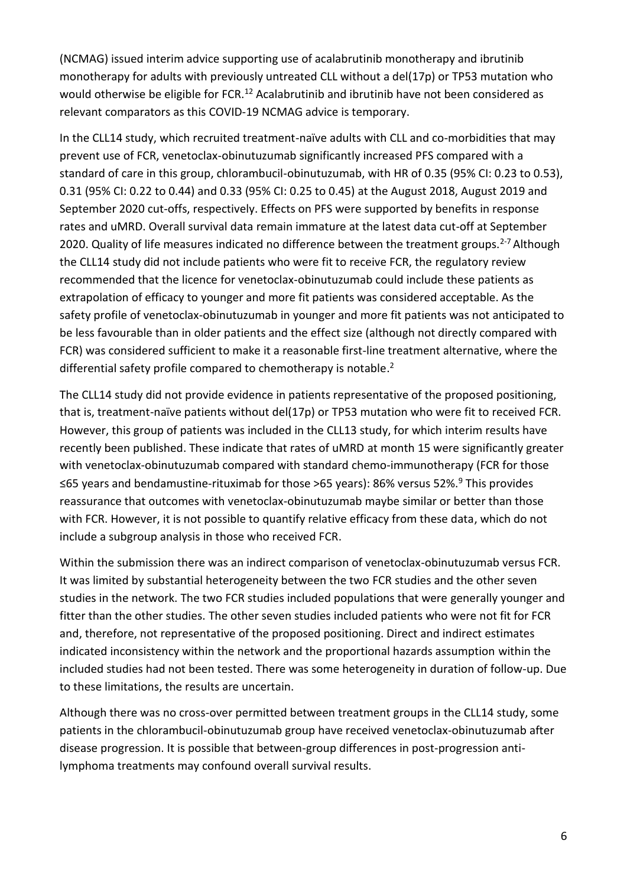(NCMAG) issued interim advice supporting use of acalabrutinib monotherapy and ibrutinib monotherapy for adults with previously untreated CLL without a del(17p) or TP53 mutation who would otherwise be eligible for FCR.[12] Acalabrutinib and ibrutinib have not been considered as relevant comparators as this COVID-19 NCMAG advice is temporary.

In the CLL14 study, which recruited treatment-naïve adults with CLL and co-morbidities that may prevent use of FCR, venetoclax-obinutuzumab significantly increased PFS compared with a standard of care in this group, chlorambucil-obinutuzumab, with HR of 0.35 (95% CI: 0.23 to 0.53), 0.31 (95% CI: 0.22 to 0.44) and 0.33 (95% CI: 0.25 to 0.45) at the August 2018, August 2019 and September 2020 cut-offs, respectively. Effects on PFS were supported by benefits in response rates and uMRD. Overall survival data remain immature at the latest data cut-off at September 2020. Quality of life measures indicated no difference between the treatment groups.[2-7] Although the CLL14 study did not include patients who were fit to receive FCR, the regulatory review recommended that the licence for venetoclax-obinutuzumab could include these patients as extrapolation of efficacy to younger and more fit patients was considered acceptable. As the safety profile of venetoclax-obinutuzumab in younger and more fit patients was not anticipated to be less favourable than in older patients and the effect size (although not directly compared with FCR) was considered sufficient to make it a reasonable first-line treatment alternative, where the differential safety profile compared to chemotherapy is notable.[2]

The CLL14 study did not provide evidence in patients representative of the proposed positioning, that is, treatment-naïve patients without del(17p) or TP53 mutation who were fit to received FCR. However, this group of patients was included in the CLL13 study, for which interim results have recently been published. These indicate that rates of uMRD at month 15 were significantly greater with venetoclax-obinutuzumab compared with standard chemo-immunotherapy (FCR for those ≤65 years and bendamustine-rituximab for those >65 years): 86% versus 52%.[9] This provides reassurance that outcomes with venetoclax-obinutuzumab maybe similar or better than those with FCR. However, it is not possible to quantify relative efficacy from these data, which do not include a subgroup analysis in those who received FCR.

Within the submission there was an indirect comparison of venetoclax-obinutuzumab versus FCR. It was limited by substantial heterogeneity between the two FCR studies and the other seven studies in the network. The two FCR studies included populations that were generally younger and fitter than the other studies. The other seven studies included patients who were not fit for FCR and, therefore, not representative of the proposed positioning. Direct and indirect estimates indicated inconsistency within the network and the proportional hazards assumption within the included studies had not been tested. There was some heterogeneity in duration of follow-up. Due to these limitations, the results are uncertain.

Although there was no cross-over permitted between treatment groups in the CLL14 study, some patients in the chlorambucil-obinutuzumab group have received venetoclax-obinutuzumab after disease progression. It is possible that between-group differences in post-progression anti-lymphoma treatments may confound overall survival results.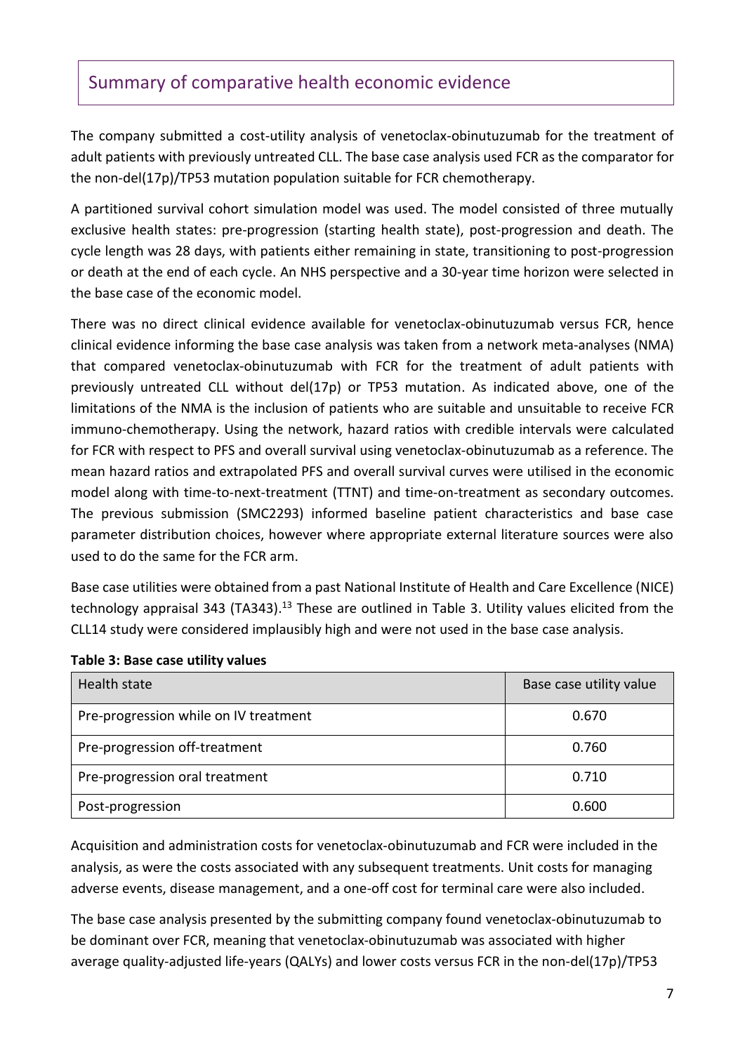## Summary of comparative health economic evidence

The company submitted a cost-utility analysis of venetoclax-obinutuzumab for the treatment of adult patients with previously untreated CLL. The base case analysis used FCR as the comparator for the non-del(17p)/TP53 mutation population suitable for FCR chemotherapy.

A partitioned survival cohort simulation model was used. The model consisted of three mutually exclusive health states: pre-progression (starting health state), post-progression and death. The cycle length was 28 days, with patients either remaining in state, transitioning to post-progression or death at the end of each cycle. An NHS perspective and a 30-year time horizon were selected in the base case of the economic model.

There was no direct clinical evidence available for venetoclax-obinutuzumab versus FCR, hence clinical evidence informing the base case analysis was taken from a network meta-analyses (NMA) that compared venetoclax-obinutuzumab with FCR for the treatment of adult patients with previously untreated CLL without del(17p) or TP53 mutation. As indicated above, one of the limitations of the NMA is the inclusion of patients who are suitable and unsuitable to receive FCR immuno-chemotherapy. Using the network, hazard ratios with credible intervals were calculated for FCR with respect to PFS and overall survival using venetoclax-obinutuzumab as a reference. The mean hazard ratios and extrapolated PFS and overall survival curves were utilised in the economic model along with time-to-next-treatment (TTNT) and time-on-treatment as secondary outcomes. The previous submission (SMC2293) informed baseline patient characteristics and base case parameter distribution choices, however where appropriate external literature sources were also used to do the same for the FCR arm.

Base case utilities were obtained from a past National Institute of Health and Care Excellence (NICE) technology appraisal 343 (TA343).[13] These are outlined in Table 3. Utility values elicited from the CLL14 study were considered implausibly high and were not used in the base case analysis.

**Table 3: Base case utility values**

| Health state | Base case utility value |
|---|---|
| Pre-progression while on IV treatment | 0.670 |
| Pre-progression off-treatment | 0.760 |
| Pre-progression oral treatment | 0.710 |
| Post-progression | 0.600 |

Acquisition and administration costs for venetoclax-obinutuzumab and FCR were included in the analysis, as were the costs associated with any subsequent treatments. Unit costs for managing adverse events, disease management, and a one-off cost for terminal care were also included.

The base case analysis presented by the submitting company found venetoclax-obinutuzumab to be dominant over FCR, meaning that venetoclax-obinutuzumab was associated with higher average quality-adjusted life-years (QALYs) and lower costs versus FCR in the non-del(17p)/TP53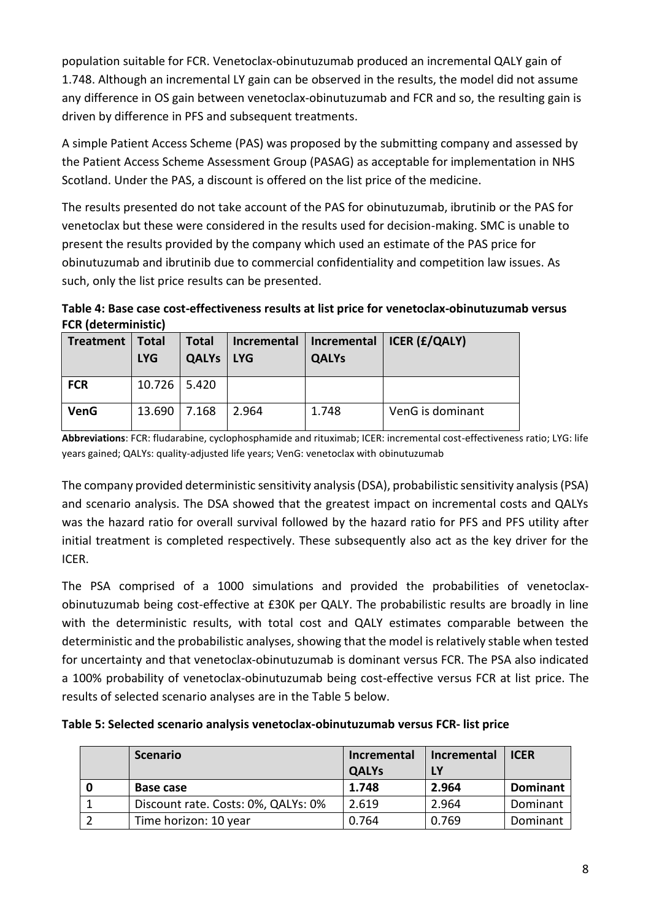population suitable for FCR. Venetoclax-obinutuzumab produced an incremental QALY gain of 1.748. Although an incremental LY gain can be observed in the results, the model did not assume any difference in OS gain between venetoclax-obinutuzumab and FCR and so, the resulting gain is driven by difference in PFS and subsequent treatments.

A simple Patient Access Scheme (PAS) was proposed by the submitting company and assessed by the Patient Access Scheme Assessment Group (PASAG) as acceptable for implementation in NHS Scotland. Under the PAS, a discount is offered on the list price of the medicine.

The results presented do not take account of the PAS for obinutuzumab, ibrutinib or the PAS for venetoclax but these were considered in the results used for decision-making. SMC is unable to present the results provided by the company which used an estimate of the PAS price for obinutuzumab and ibrutinib due to commercial confidentiality and competition law issues. As such, only the list price results can be presented.

**Table 4: Base case cost-effectiveness results at list price for venetoclax-obinutuzumab versus FCR (deterministic)**

| Treatment | Total LYG | Total QALYs | Incremental LYG | Incremental QALYs | ICER (£/QALY) |
|---|---|---|---|---|---|
| **FCR** | 10.726 | 5.420 | | | |
| **VenG** | 13.690 | 7.168 | 2.964 | 1.748 | VenG is dominant |

**Abbreviations**: FCR: fludarabine, cyclophosphamide and rituximab; ICER: incremental cost-effectiveness ratio; LYG: life years gained; QALYs: quality-adjusted life years; VenG: venetoclax with obinutuzumab

The company provided deterministic sensitivity analysis (DSA), probabilistic sensitivity analysis (PSA) and scenario analysis. The DSA showed that the greatest impact on incremental costs and QALYs was the hazard ratio for overall survival followed by the hazard ratio for PFS and PFS utility after initial treatment is completed respectively. These subsequently also act as the key driver for the ICER.

The PSA comprised of a 1000 simulations and provided the probabilities of venetoclax-obinutuzumab being cost-effective at £30K per QALY. The probabilistic results are broadly in line with the deterministic results, with total cost and QALY estimates comparable between the deterministic and the probabilistic analyses, showing that the model is relatively stable when tested for uncertainty and that venetoclax-obinutuzumab is dominant versus FCR. The PSA also indicated a 100% probability of venetoclax-obinutuzumab being cost-effective versus FCR at list price. The results of selected scenario analyses are in the Table 5 below.

**Table 5: Selected scenario analysis venetoclax-obinutuzumab versus FCR- list price**

| | Scenario | Incremental QALYs | Incremental LY | ICER |
|---|---|---|---|---|
| **0** | **Base case** | **1.748** | **2.964** | **Dominant** |
| 1 | Discount rate. Costs: 0%, QALYs: 0% | 2.619 | 2.964 | Dominant |
| 2 | Time horizon: 10 year | 0.764 | 0.769 | Dominant |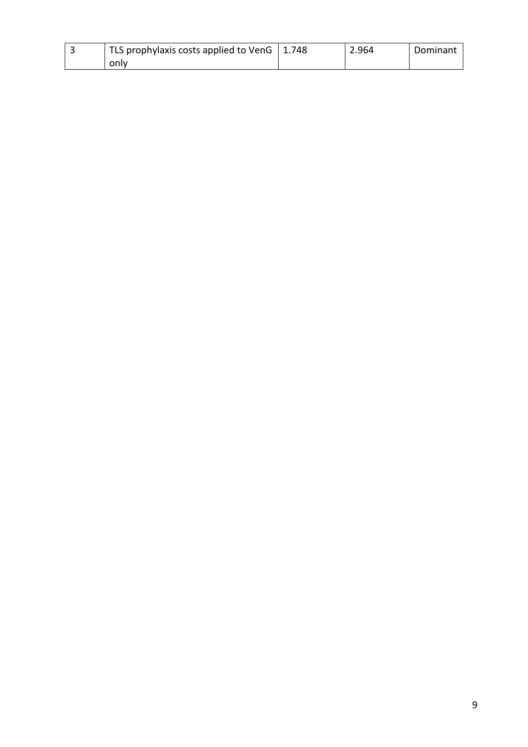| 3 | TLS prophylaxis costs applied to VenG only | 1.748 | 2.964 | Dominant |
|---|---|---|---|---|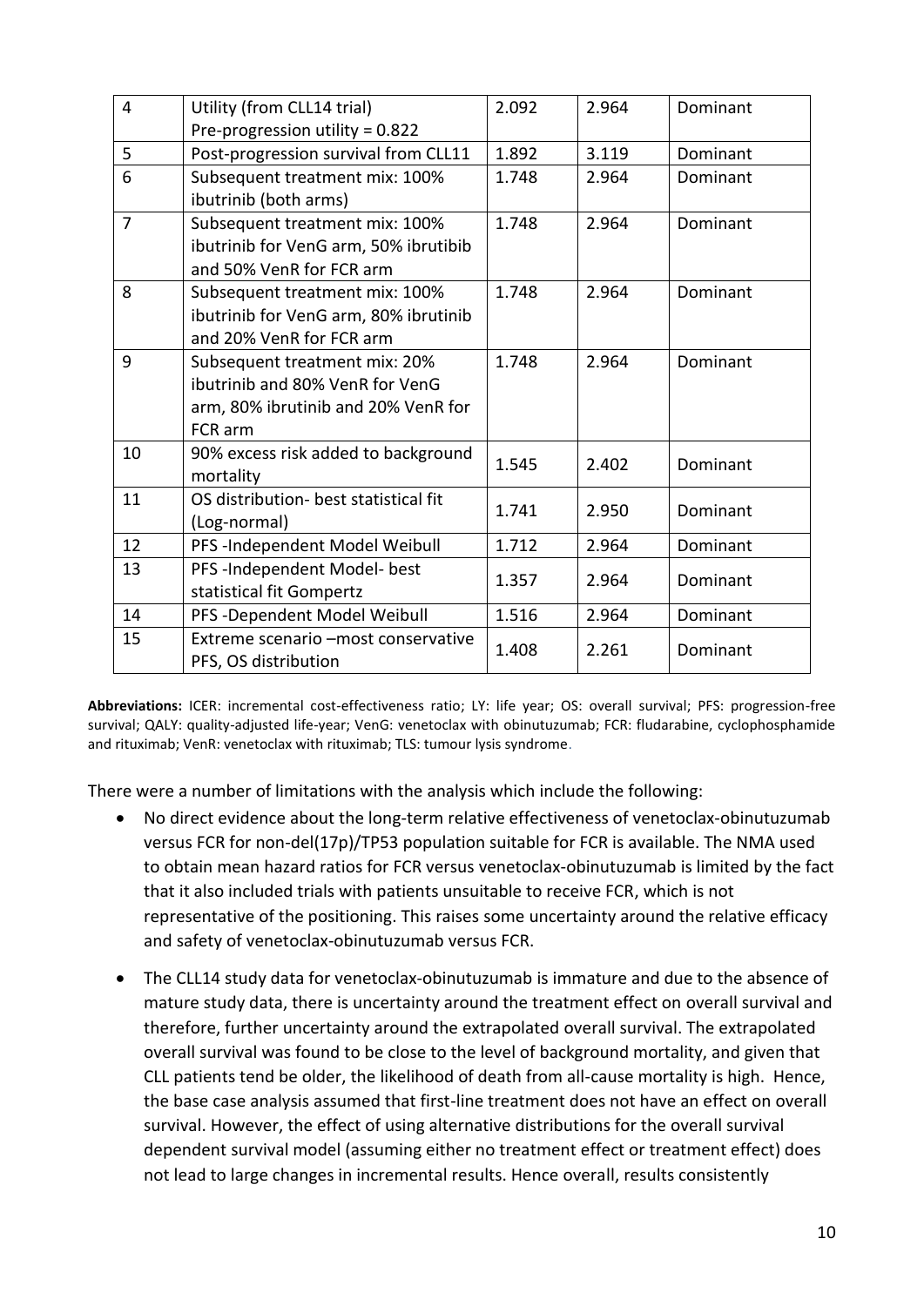| 4 | Utility (from CLL14 trial) Pre-progression utility = 0.822 | 2.092 | 2.964 | Dominant |
|---|---|---|---|---|
| 5 | Post-progression survival from CLL11 | 1.892 | 3.119 | Dominant |
| 6 | Subsequent treatment mix: 100% ibutrinib (both arms) | 1.748 | 2.964 | Dominant |
| 7 | Subsequent treatment mix: 100% ibutrinib for VenG arm, 50% ibrutibib and 50% VenR for FCR arm | 1.748 | 2.964 | Dominant |
| 8 | Subsequent treatment mix: 100% ibutrinib for VenG arm, 80% ibrutinib and 20% VenR for FCR arm | 1.748 | 2.964 | Dominant |
| 9 | Subsequent treatment mix: 20% ibutrinib and 80% VenR for VenG arm, 80% ibrutinib and 20% VenR for FCR arm | 1.748 | 2.964 | Dominant |
| 10 | 90% excess risk added to background mortality | 1.545 | 2.402 | Dominant |
| 11 | OS distribution- best statistical fit (Log-normal) | 1.741 | 2.950 | Dominant |
| 12 | PFS -Independent Model Weibull | 1.712 | 2.964 | Dominant |
| 13 | PFS -Independent Model- best statistical fit Gompertz | 1.357 | 2.964 | Dominant |
| 14 | PFS -Dependent Model Weibull | 1.516 | 2.964 | Dominant |
| 15 | Extreme scenario –most conservative PFS, OS distribution | 1.408 | 2.261 | Dominant |

**Abbreviations:** ICER: incremental cost-effectiveness ratio; LY: life year; OS: overall survival; PFS: progression-free survival; QALY: quality-adjusted life-year; VenG: venetoclax with obinutuzumab; FCR: fludarabine, cyclophosphamide and rituximab; VenR: venetoclax with rituximab; TLS: tumour lysis syndrome.

There were a number of limitations with the analysis which include the following:

- No direct evidence about the long-term relative effectiveness of venetoclax-obinutuzumab versus FCR for non-del(17p)/TP53 population suitable for FCR is available. The NMA used to obtain mean hazard ratios for FCR versus venetoclax-obinutuzumab is limited by the fact that it also included trials with patients unsuitable to receive FCR, which is not representative of the positioning. This raises some uncertainty around the relative efficacy and safety of venetoclax-obinutuzumab versus FCR.

- The CLL14 study data for venetoclax-obinutuzumab is immature and due to the absence of mature study data, there is uncertainty around the treatment effect on overall survival and therefore, further uncertainty around the extrapolated overall survival. The extrapolated overall survival was found to be close to the level of background mortality, and given that CLL patients tend be older, the likelihood of death from all-cause mortality is high. Hence, the base case analysis assumed that first-line treatment does not have an effect on overall survival. However, the effect of using alternative distributions for the overall survival dependent survival model (assuming either no treatment effect or treatment effect) does not lead to large changes in incremental results. Hence overall, results consistently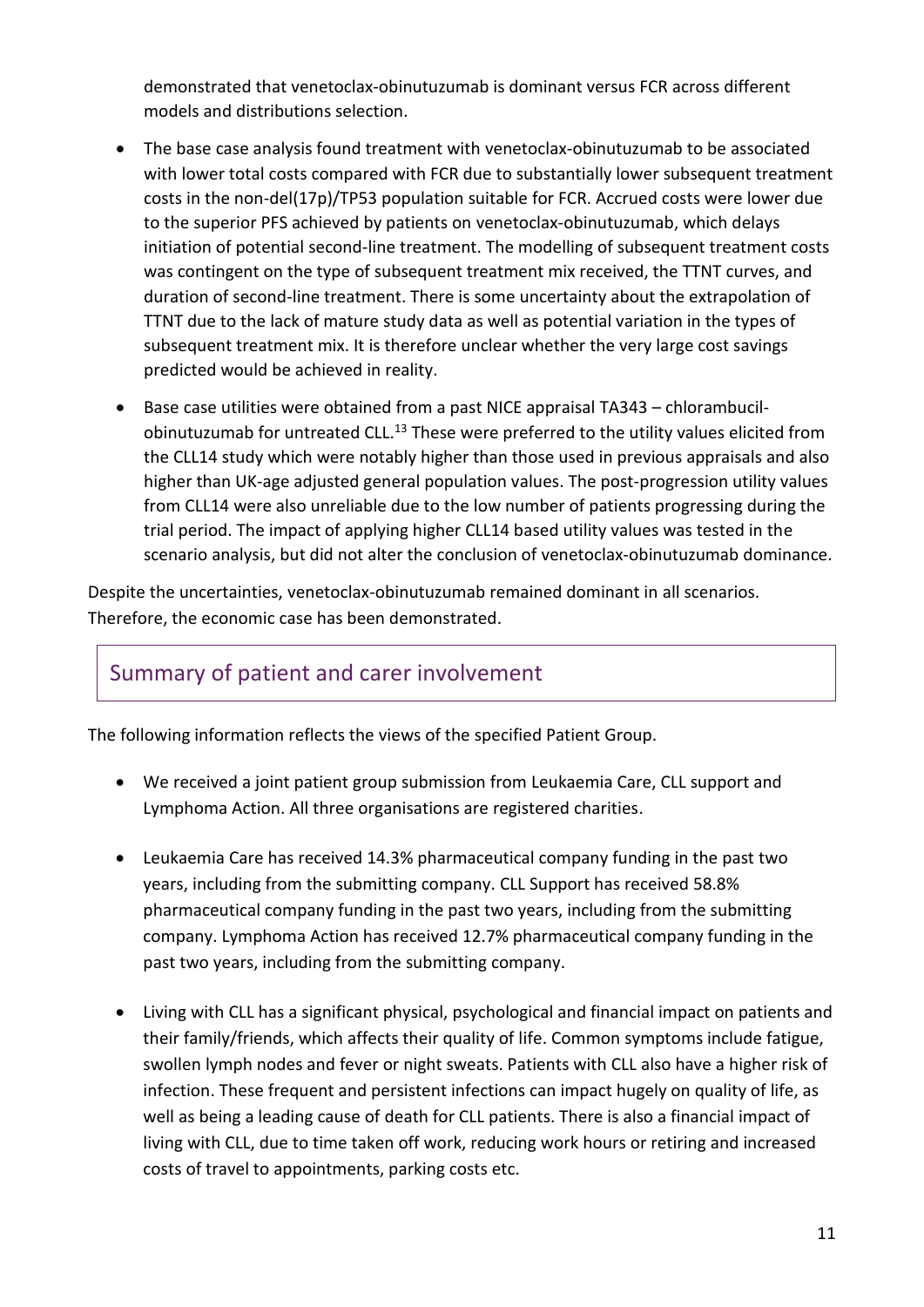demonstrated that venetoclax-obinutuzumab is dominant versus FCR across different models and distributions selection.

- The base case analysis found treatment with venetoclax-obinutuzumab to be associated with lower total costs compared with FCR due to substantially lower subsequent treatment costs in the non-del(17p)/TP53 population suitable for FCR. Accrued costs were lower due to the superior PFS achieved by patients on venetoclax-obinutuzumab, which delays initiation of potential second-line treatment. The modelling of subsequent treatment costs was contingent on the type of subsequent treatment mix received, the TTNT curves, and duration of second-line treatment. There is some uncertainty about the extrapolation of TTNT due to the lack of mature study data as well as potential variation in the types of subsequent treatment mix. It is therefore unclear whether the very large cost savings predicted would be achieved in reality.

- Base case utilities were obtained from a past NICE appraisal TA343 – chlorambucil-obinutuzumab for untreated CLL.[13] These were preferred to the utility values elicited from the CLL14 study which were notably higher than those used in previous appraisals and also higher than UK-age adjusted general population values. The post-progression utility values from CLL14 were also unreliable due to the low number of patients progressing during the trial period. The impact of applying higher CLL14 based utility values was tested in the scenario analysis, but did not alter the conclusion of venetoclax-obinutuzumab dominance.

Despite the uncertainties, venetoclax-obinutuzumab remained dominant in all scenarios. Therefore, the economic case has been demonstrated.

## Summary of patient and carer involvement

The following information reflects the views of the specified Patient Group.

- We received a joint patient group submission from Leukaemia Care, CLL support and Lymphoma Action. All three organisations are registered charities.

- Leukaemia Care has received 14.3% pharmaceutical company funding in the past two years, including from the submitting company. CLL Support has received 58.8% pharmaceutical company funding in the past two years, including from the submitting company. Lymphoma Action has received 12.7% pharmaceutical company funding in the past two years, including from the submitting company.

- Living with CLL has a significant physical, psychological and financial impact on patients and their family/friends, which affects their quality of life. Common symptoms include fatigue, swollen lymph nodes and fever or night sweats. Patients with CLL also have a higher risk of infection. These frequent and persistent infections can impact hugely on quality of life, as well as being a leading cause of death for CLL patients. There is also a financial impact of living with CLL, due to time taken off work, reducing work hours or retiring and increased costs of travel to appointments, parking costs etc.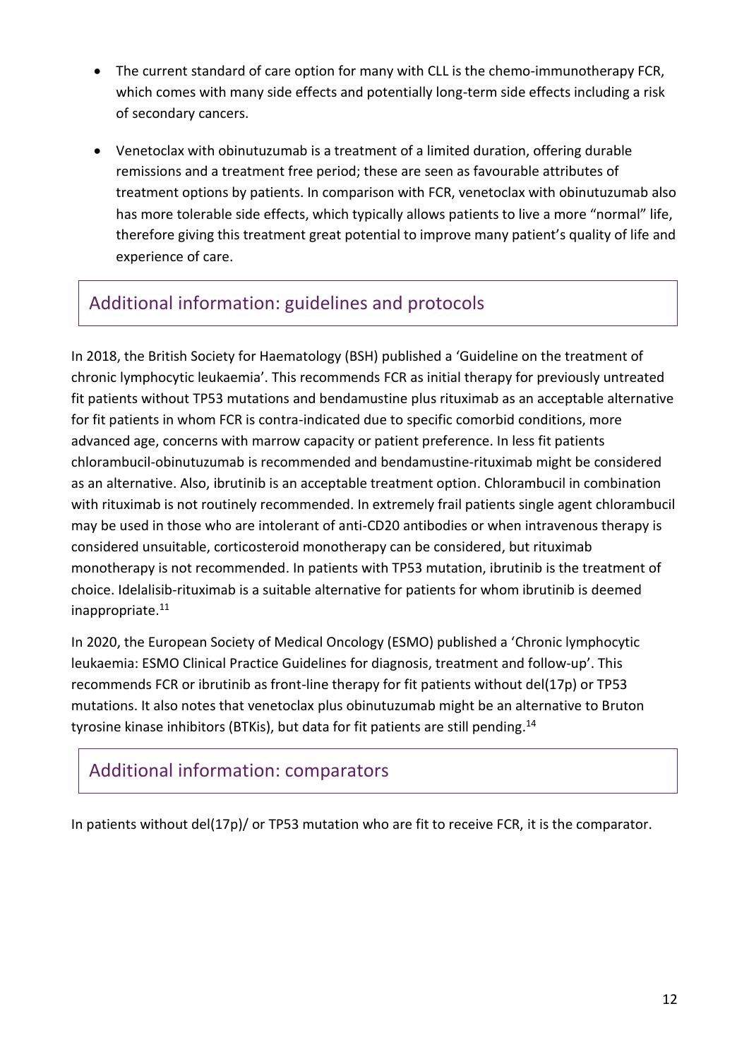- The current standard of care option for many with CLL is the chemo-immunotherapy FCR, which comes with many side effects and potentially long-term side effects including a risk of secondary cancers.
- Venetoclax with obinutuzumab is a treatment of a limited duration, offering durable remissions and a treatment free period; these are seen as favourable attributes of treatment options by patients. In comparison with FCR, venetoclax with obinutuzumab also has more tolerable side effects, which typically allows patients to live a more "normal" life, therefore giving this treatment great potential to improve many patient's quality of life and experience of care.

## Additional information: guidelines and protocols

In 2018, the British Society for Haematology (BSH) published a 'Guideline on the treatment of chronic lymphocytic leukaemia'. This recommends FCR as initial therapy for previously untreated fit patients without TP53 mutations and bendamustine plus rituximab as an acceptable alternative for fit patients in whom FCR is contra-indicated due to specific comorbid conditions, more advanced age, concerns with marrow capacity or patient preference. In less fit patients chlorambucil-obinutuzumab is recommended and bendamustine-rituximab might be considered as an alternative. Also, ibrutinib is an acceptable treatment option. Chlorambucil in combination with rituximab is not routinely recommended. In extremely frail patients single agent chlorambucil may be used in those who are intolerant of anti-CD20 antibodies or when intravenous therapy is considered unsuitable, corticosteroid monotherapy can be considered, but rituximab monotherapy is not recommended. In patients with TP53 mutation, ibrutinib is the treatment of choice. Idelalisib-rituximab is a suitable alternative for patients for whom ibrutinib is deemed inappropriate.[11]

In 2020, the European Society of Medical Oncology (ESMO) published a 'Chronic lymphocytic leukaemia: ESMO Clinical Practice Guidelines for diagnosis, treatment and follow-up'. This recommends FCR or ibrutinib as front-line therapy for fit patients without del(17p) or TP53 mutations. It also notes that venetoclax plus obinutuzumab might be an alternative to Bruton tyrosine kinase inhibitors (BTKis), but data for fit patients are still pending.[14]

## Additional information: comparators

In patients without del(17p)/ or TP53 mutation who are fit to receive FCR, it is the comparator.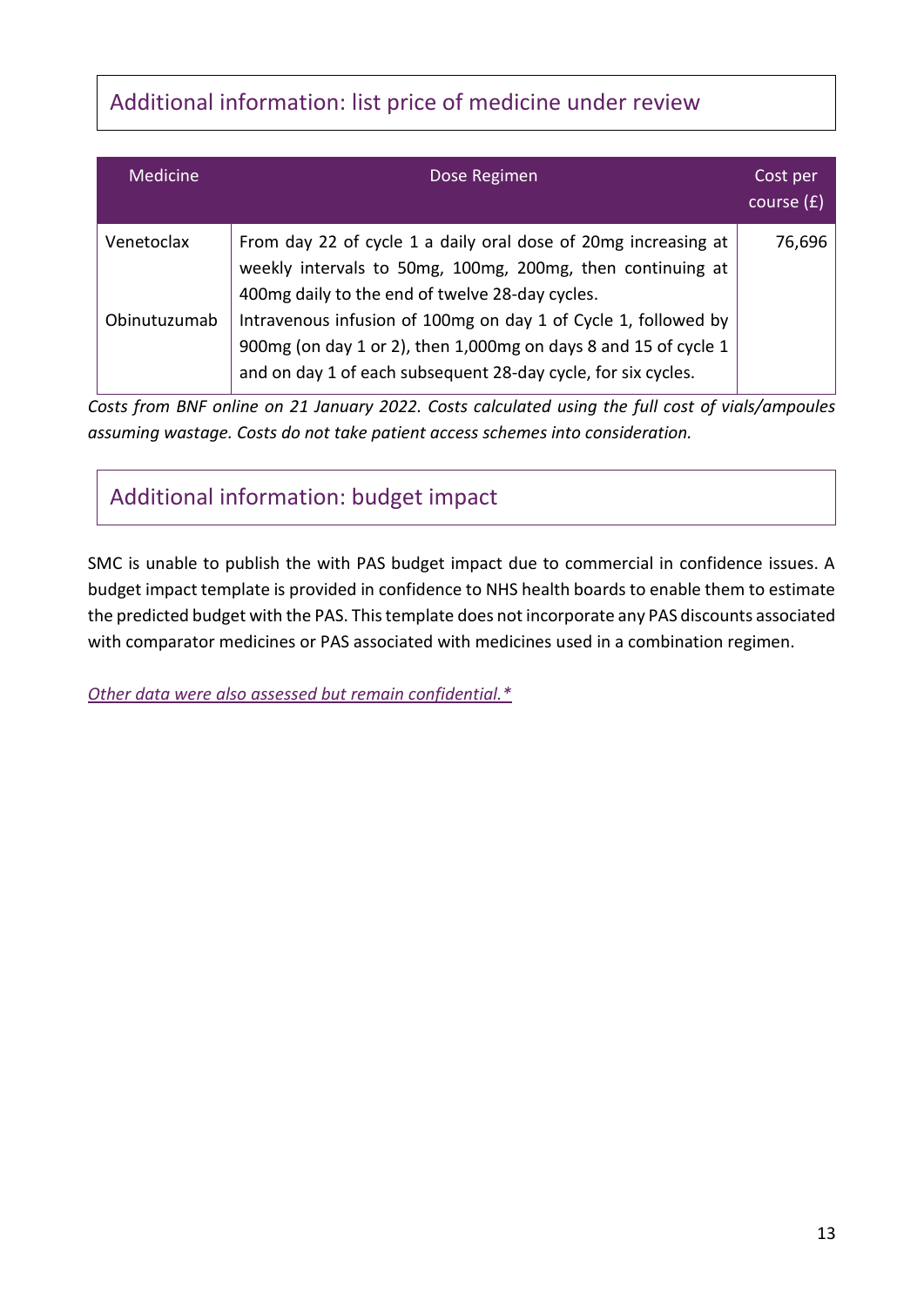## Additional information: list price of medicine under review

| Medicine | Dose Regimen | Cost per course (£) |
|---|---|---|
| Venetoclax<br><br>Obinutuzumab | From day 22 of cycle 1 a daily oral dose of 20mg increasing at weekly intervals to 50mg, 100mg, 200mg, then continuing at 400mg daily to the end of twelve 28-day cycles.<br>Intravenous infusion of 100mg on day 1 of Cycle 1, followed by 900mg (on day 1 or 2), then 1,000mg on days 8 and 15 of cycle 1 and on day 1 of each subsequent 28-day cycle, for six cycles. | 76,696 |

*Costs from BNF online on 21 January 2022. Costs calculated using the full cost of vials/ampoules assuming wastage. Costs do not take patient access schemes into consideration.*

## Additional information: budget impact

SMC is unable to publish the with PAS budget impact due to commercial in confidence issues. A budget impact template is provided in confidence to NHS health boards to enable them to estimate the predicted budget with the PAS. This template does not incorporate any PAS discounts associated with comparator medicines or PAS associated with medicines used in a combination regimen.

*Other data were also assessed but remain confidential.**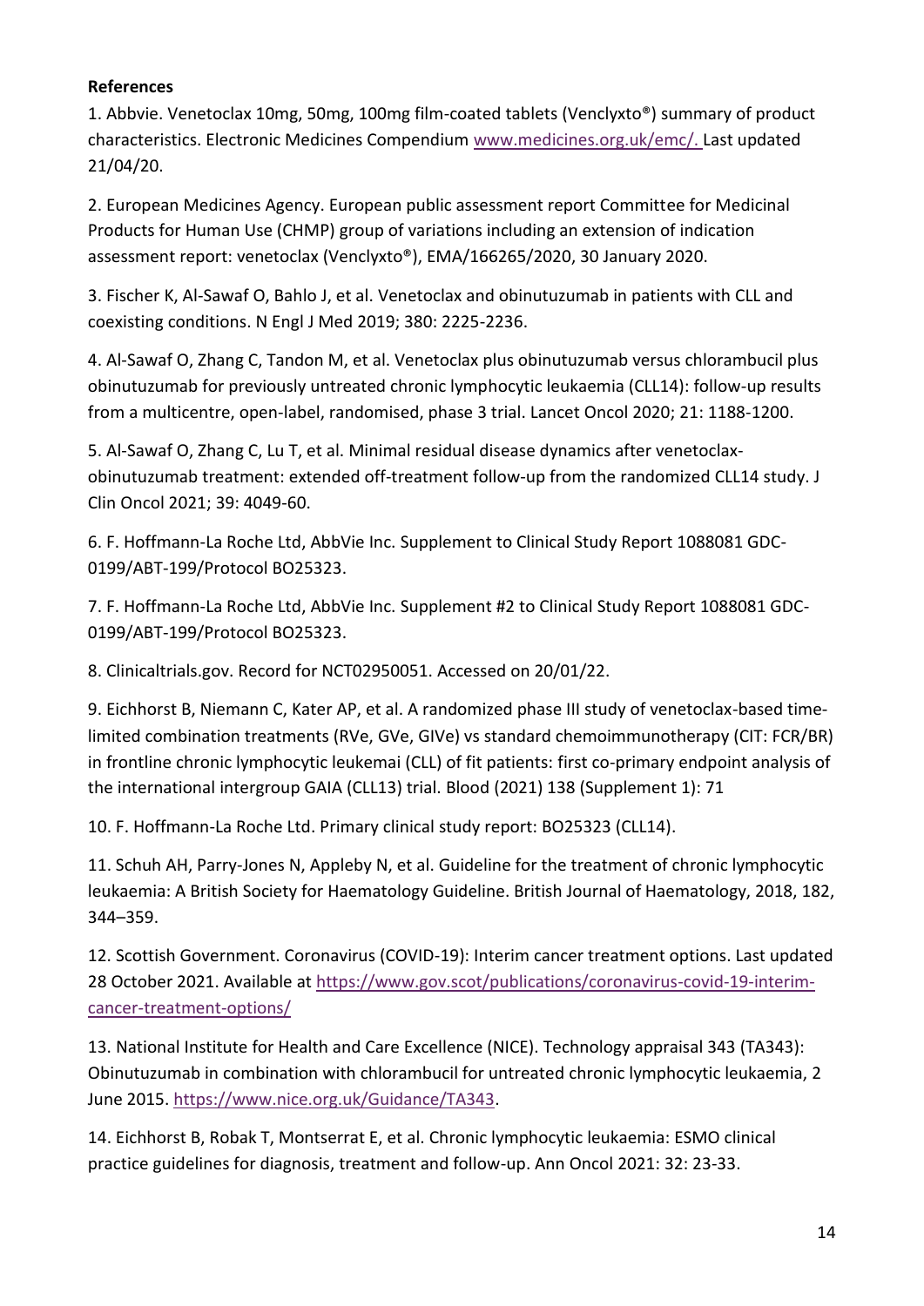**References**

1. Abbvie. Venetoclax 10mg, 50mg, 100mg film-coated tablets (Venclyxto®) summary of product characteristics. Electronic Medicines Compendium www.medicines.org.uk/emc/. Last updated 21/04/20.

2. European Medicines Agency. European public assessment report Committee for Medicinal Products for Human Use (CHMP) group of variations including an extension of indication assessment report: venetoclax (Venclyxto®), EMA/166265/2020, 30 January 2020.

3. Fischer K, Al-Sawaf O, Bahlo J, et al. Venetoclax and obinutuzumab in patients with CLL and coexisting conditions. N Engl J Med 2019; 380: 2225-2236.

4. Al-Sawaf O, Zhang C, Tandon M, et al. Venetoclax plus obinutuzumab versus chlorambucil plus obinutuzumab for previously untreated chronic lymphocytic leukaemia (CLL14): follow-up results from a multicentre, open-label, randomised, phase 3 trial. Lancet Oncol 2020; 21: 1188-1200.

5. Al-Sawaf O, Zhang C, Lu T, et al. Minimal residual disease dynamics after venetoclax-obinutuzumab treatment: extended off-treatment follow-up from the randomized CLL14 study. J Clin Oncol 2021; 39: 4049-60.

6. F. Hoffmann-La Roche Ltd, AbbVie Inc. Supplement to Clinical Study Report 1088081 GDC-0199/ABT-199/Protocol BO25323.

7. F. Hoffmann-La Roche Ltd, AbbVie Inc. Supplement #2 to Clinical Study Report 1088081 GDC-0199/ABT-199/Protocol BO25323.

8. Clinicaltrials.gov. Record for NCT02950051. Accessed on 20/01/22.

9. Eichhorst B, Niemann C, Kater AP, et al. A randomized phase III study of venetoclax-based time-limited combination treatments (RVe, GVe, GIVe) vs standard chemoimmunotherapy (CIT: FCR/BR) in frontline chronic lymphocytic leukemai (CLL) of fit patients: first co-primary endpoint analysis of the international intergroup GAIA (CLL13) trial. Blood (2021) 138 (Supplement 1): 71

10. F. Hoffmann-La Roche Ltd. Primary clinical study report: BO25323 (CLL14).

11. Schuh AH, Parry-Jones N, Appleby N, et al. Guideline for the treatment of chronic lymphocytic leukaemia: A British Society for Haematology Guideline. British Journal of Haematology, 2018, 182, 344–359.

12. Scottish Government. Coronavirus (COVID-19): Interim cancer treatment options. Last updated 28 October 2021. Available at https://www.gov.scot/publications/coronavirus-covid-19-interim-cancer-treatment-options/

13. National Institute for Health and Care Excellence (NICE). Technology appraisal 343 (TA343): Obinutuzumab in combination with chlorambucil for untreated chronic lymphocytic leukaemia, 2 June 2015. https://www.nice.org.uk/Guidance/TA343.

14. Eichhorst B, Robak T, Montserrat E, et al. Chronic lymphocytic leukaemia: ESMO clinical practice guidelines for diagnosis, treatment and follow-up. Ann Oncol 2021: 32: 23-33.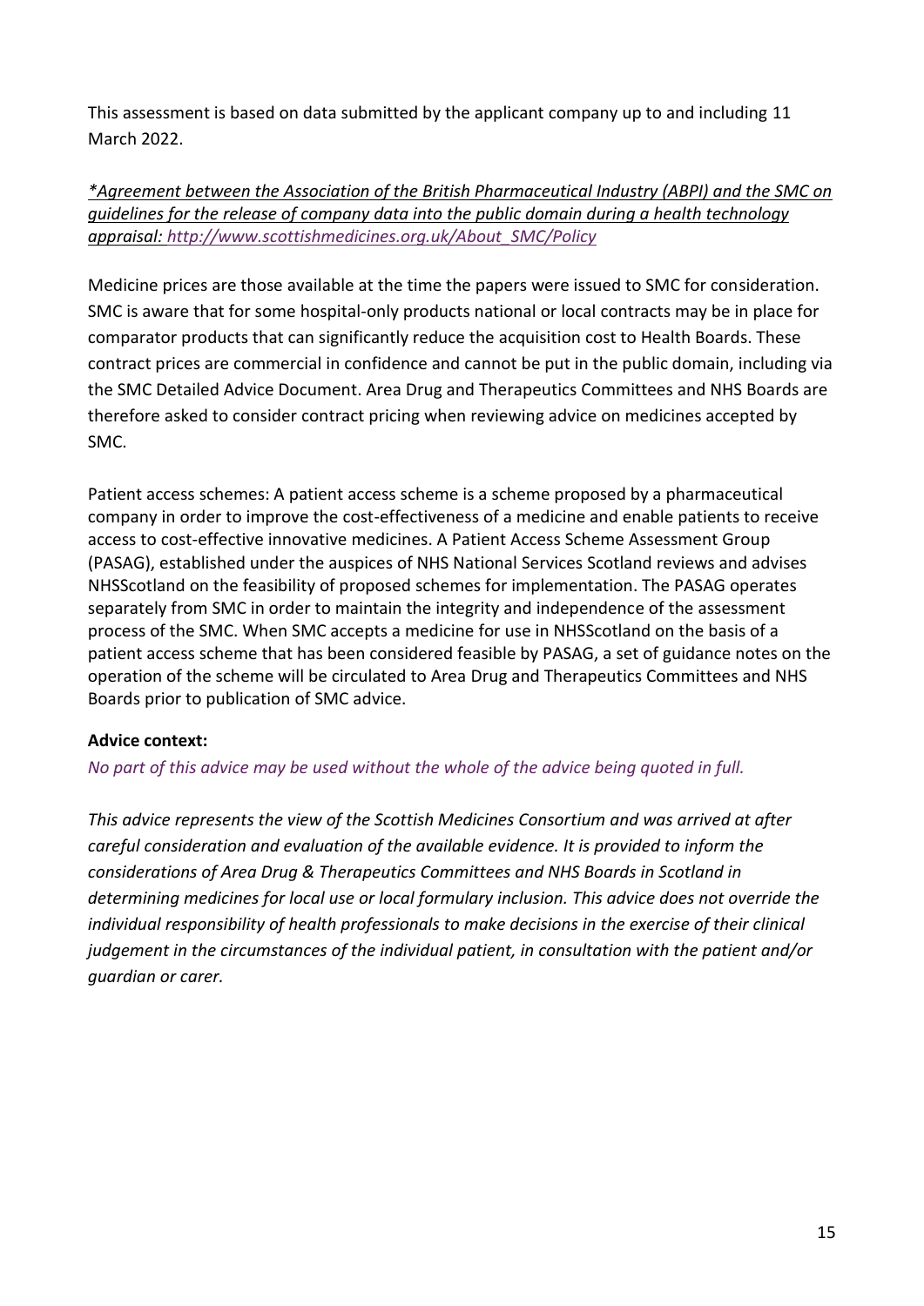This assessment is based on data submitted by the applicant company up to and including 11 March 2022.

*\*Agreement between the Association of the British Pharmaceutical Industry (ABPI) and the SMC on guidelines for the release of company data into the public domain during a health technology appraisal: http://www.scottishmedicines.org.uk/About_SMC/Policy*

Medicine prices are those available at the time the papers were issued to SMC for consideration. SMC is aware that for some hospital-only products national or local contracts may be in place for comparator products that can significantly reduce the acquisition cost to Health Boards. These contract prices are commercial in confidence and cannot be put in the public domain, including via the SMC Detailed Advice Document. Area Drug and Therapeutics Committees and NHS Boards are therefore asked to consider contract pricing when reviewing advice on medicines accepted by SMC.

Patient access schemes: A patient access scheme is a scheme proposed by a pharmaceutical company in order to improve the cost-effectiveness of a medicine and enable patients to receive access to cost-effective innovative medicines. A Patient Access Scheme Assessment Group (PASAG), established under the auspices of NHS National Services Scotland reviews and advises NHSScotland on the feasibility of proposed schemes for implementation. The PASAG operates separately from SMC in order to maintain the integrity and independence of the assessment process of the SMC. When SMC accepts a medicine for use in NHSScotland on the basis of a patient access scheme that has been considered feasible by PASAG, a set of guidance notes on the operation of the scheme will be circulated to Area Drug and Therapeutics Committees and NHS Boards prior to publication of SMC advice.

**Advice context:**

*No part of this advice may be used without the whole of the advice being quoted in full.*

*This advice represents the view of the Scottish Medicines Consortium and was arrived at after careful consideration and evaluation of the available evidence. It is provided to inform the considerations of Area Drug & Therapeutics Committees and NHS Boards in Scotland in determining medicines for local use or local formulary inclusion. This advice does not override the individual responsibility of health professionals to make decisions in the exercise of their clinical judgement in the circumstances of the individual patient, in consultation with the patient and/or guardian or carer.*